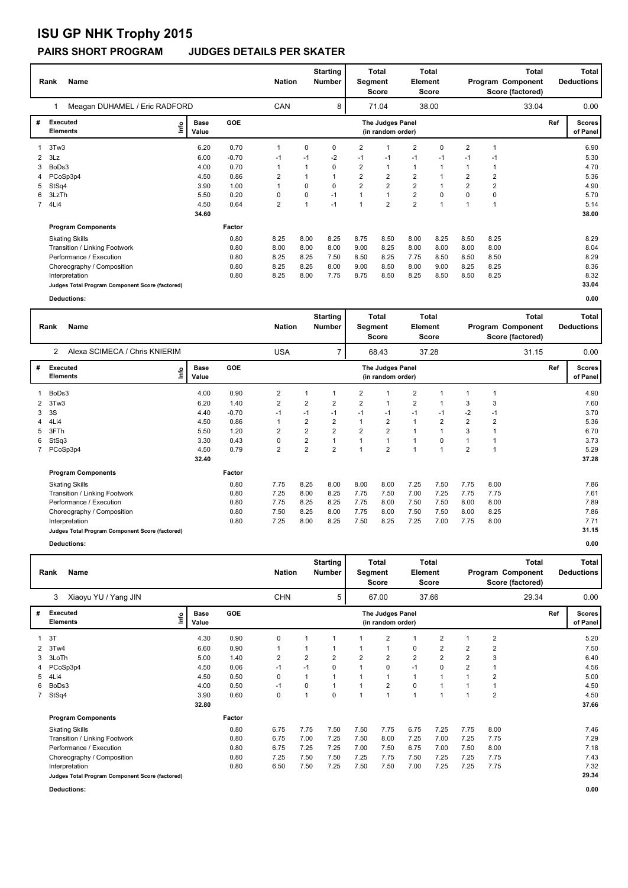# ISU GP NHK Trophy 2015

## PAIRS SHORT PROGRAM JUDGES DETAILS PER SKATER

| Rank | Name | Nation | Starting Number | Total Segment Score | Total Element Score | Total Program Component Score (factored) | Total Deductions |
|---|---|---|---|---|---|---|---|
| 1 | Meagan DUHAMEL / Eric RADFORD | CAN | 8 | 71.04 | 38.00 | 33.04 | 0.00 |

| # | Executed Elements | Info | Base Value | GOE | J1 | J2 | J3 | J4 | J5 | J6 | J7 | J8 | J9 | Ref | Scores of Panel |
|---|---|---|---|---|---|---|---|---|---|---|---|---|---|---|---|
| 1 | 3Tw3 | | 6.20 | 0.70 | 1 | 0 | 0 | 2 | 1 | 2 | 0 | 2 | 1 | | 6.90 |
| 2 | 3Lz | | 6.00 | -0.70 | -1 | -1 | -2 | -1 | -1 | -1 | -1 | -1 | -1 | | 5.30 |
| 3 | BoDs3 | | 4.00 | 0.70 | 1 | 1 | 0 | 2 | 1 | 1 | 1 | 1 | 1 | | 4.70 |
| 4 | PCoSp3p4 | | 4.50 | 0.86 | 2 | 1 | 1 | 2 | 2 | 2 | 1 | 2 | 2 | | 5.36 |
| 5 | StSq4 | | 3.90 | 1.00 | 1 | 0 | 0 | 2 | 2 | 2 | 1 | 2 | 2 | | 4.90 |
| 6 | 3LzTh | | 5.50 | 0.20 | 0 | 0 | -1 | 1 | 1 | 2 | 0 | 0 | 0 | | 5.70 |
| 7 | 4Li4 | | 4.50 | 0.64 | 2 | 1 | -1 | 1 | 2 | 2 | 1 | 1 | 1 | | 5.14 |
| | | | 34.60 | | | | | | | | | | | | 38.00 |

| Program Components | Factor | J1 | J2 | J3 | J4 | J5 | J6 | J7 | J8 | J9 | Scores of Panel |
|---|---|---|---|---|---|---|---|---|---|---|---|
| Skating Skills | 0.80 | 8.25 | 8.00 | 8.25 | 8.75 | 8.50 | 8.00 | 8.25 | 8.50 | 8.25 | 8.29 |
| Transition / Linking Footwork | 0.80 | 8.00 | 8.00 | 8.00 | 9.00 | 8.25 | 8.00 | 8.00 | 8.00 | 8.00 | 8.04 |
| Performance / Execution | 0.80 | 8.25 | 8.25 | 7.50 | 8.50 | 8.25 | 7.75 | 8.50 | 8.50 | 8.50 | 8.29 |
| Choreography / Composition | 0.80 | 8.25 | 8.25 | 8.00 | 9.00 | 8.50 | 8.00 | 9.00 | 8.25 | 8.25 | 8.36 |
| Interpretation | 0.80 | 8.25 | 8.00 | 7.75 | 8.75 | 8.50 | 8.25 | 8.50 | 8.50 | 8.25 | 8.32 |
| Judges Total Program Component Score (factored) | | | | | | | | | | | 33.04 |

Deductions: 0.00

| Rank | Name | Nation | Starting Number | Total Segment Score | Total Element Score | Total Program Component Score (factored) | Total Deductions |
|---|---|---|---|---|---|---|---|
| 2 | Alexa SCIMECA / Chris KNIERIM | USA | 7 | 68.43 | 37.28 | 31.15 | 0.00 |

| # | Executed Elements | Info | Base Value | GOE | J1 | J2 | J3 | J4 | J5 | J6 | J7 | J8 | J9 | Ref | Scores of Panel |
|---|---|---|---|---|---|---|---|---|---|---|---|---|---|---|---|
| 1 | BoDs3 | | 4.00 | 0.90 | 2 | 1 | 1 | 2 | 1 | 2 | 1 | 1 | 1 | | 4.90 |
| 2 | 3Tw3 | | 6.20 | 1.40 | 2 | 2 | 2 | 2 | 1 | 2 | 1 | 3 | 3 | | 7.60 |
| 3 | 3S | | 4.40 | -0.70 | -1 | -1 | -1 | -1 | -1 | -1 | -1 | -2 | -1 | | 3.70 |
| 4 | 4Li4 | | 4.50 | 0.86 | 1 | 2 | 2 | 1 | 2 | 1 | 2 | 2 | 2 | | 5.36 |
| 5 | 3FTh | | 5.50 | 1.20 | 2 | 2 | 2 | 2 | 2 | 1 | 1 | 3 | 1 | | 6.70 |
| 6 | StSq3 | | 3.30 | 0.43 | 0 | 2 | 1 | 1 | 1 | 1 | 0 | 1 | 1 | | 3.73 |
| 7 | PCoSp3p4 | | 4.50 | 0.79 | 2 | 2 | 2 | 1 | 2 | 1 | 1 | 2 | 1 | | 5.29 |
| | | | 32.40 | | | | | | | | | | | | 37.28 |

| Program Components | Factor | J1 | J2 | J3 | J4 | J5 | J6 | J7 | J8 | J9 | Scores of Panel |
|---|---|---|---|---|---|---|---|---|---|---|---|
| Skating Skills | 0.80 | 7.75 | 8.25 | 8.00 | 8.00 | 8.00 | 7.25 | 7.50 | 7.75 | 8.00 | 7.86 |
| Transition / Linking Footwork | 0.80 | 7.25 | 8.00 | 8.25 | 7.75 | 7.50 | 7.00 | 7.25 | 7.75 | 7.75 | 7.61 |
| Performance / Execution | 0.80 | 7.75 | 8.25 | 8.25 | 7.75 | 8.00 | 7.50 | 7.50 | 8.00 | 8.00 | 7.89 |
| Choreography / Composition | 0.80 | 7.50 | 8.25 | 8.00 | 7.75 | 8.00 | 7.50 | 7.50 | 8.00 | 8.25 | 7.86 |
| Interpretation | 0.80 | 7.25 | 8.00 | 8.25 | 7.50 | 8.25 | 7.25 | 7.00 | 7.75 | 8.00 | 7.71 |
| Judges Total Program Component Score (factored) | | | | | | | | | | | 31.15 |

Deductions: 0.00

| Rank | Name | Nation | Starting Number | Total Segment Score | Total Element Score | Total Program Component Score (factored) | Total Deductions |
|---|---|---|---|---|---|---|---|
| 3 | Xiaoyu YU / Yang JIN | CHN | 5 | 67.00 | 37.66 | 29.34 | 0.00 |

| # | Executed Elements | Info | Base Value | GOE | J1 | J2 | J3 | J4 | J5 | J6 | J7 | J8 | J9 | Ref | Scores of Panel |
|---|---|---|---|---|---|---|---|---|---|---|---|---|---|---|---|
| 1 | 3T | | 4.30 | 0.90 | 0 | 1 | 1 | 1 | 2 | 1 | 2 | 1 | 2 | | 5.20 |
| 2 | 3Tw4 | | 6.60 | 0.90 | 1 | 1 | 1 | 1 | 1 | 0 | 2 | 2 | 2 | | 7.50 |
| 3 | 3LoTh | | 5.00 | 1.40 | 2 | 2 | 2 | 2 | 2 | 2 | 2 | 2 | 3 | | 6.40 |
| 4 | PCoSp3p4 | | 4.50 | 0.06 | -1 | -1 | 0 | 1 | 0 | -1 | 0 | 2 | 1 | | 4.56 |
| 5 | 4Li4 | | 4.50 | 0.50 | 0 | 1 | 1 | 1 | 1 | 1 | 1 | 1 | 2 | | 5.00 |
| 6 | BoDs3 | | 4.00 | 0.50 | -1 | 0 | 1 | 1 | 2 | 0 | 1 | 1 | 1 | | 4.50 |
| 7 | StSq4 | | 3.90 | 0.60 | 0 | 1 | 0 | 1 | 1 | 1 | 1 | 1 | 2 | | 4.50 |
| | | | 32.80 | | | | | | | | | | | | 37.66 |

| Program Components | Factor | J1 | J2 | J3 | J4 | J5 | J6 | J7 | J8 | J9 | Scores of Panel |
|---|---|---|---|---|---|---|---|---|---|---|---|
| Skating Skills | 0.80 | 6.75 | 7.75 | 7.50 | 7.50 | 7.75 | 6.75 | 7.25 | 7.75 | 8.00 | 7.46 |
| Transition / Linking Footwork | 0.80 | 6.75 | 7.00 | 7.25 | 7.50 | 8.00 | 7.25 | 7.00 | 7.25 | 7.75 | 7.29 |
| Performance / Execution | 0.80 | 6.75 | 7.25 | 7.25 | 7.00 | 7.50 | 6.75 | 7.00 | 7.50 | 8.00 | 7.18 |
| Choreography / Composition | 0.80 | 7.25 | 7.50 | 7.50 | 7.25 | 7.75 | 7.50 | 7.25 | 7.25 | 7.75 | 7.43 |
| Interpretation | 0.80 | 6.50 | 7.50 | 7.25 | 7.50 | 7.50 | 7.00 | 7.25 | 7.25 | 7.75 | 7.32 |
| Judges Total Program Component Score (factored) | | | | | | | | | | | 29.34 |

Deductions: 0.00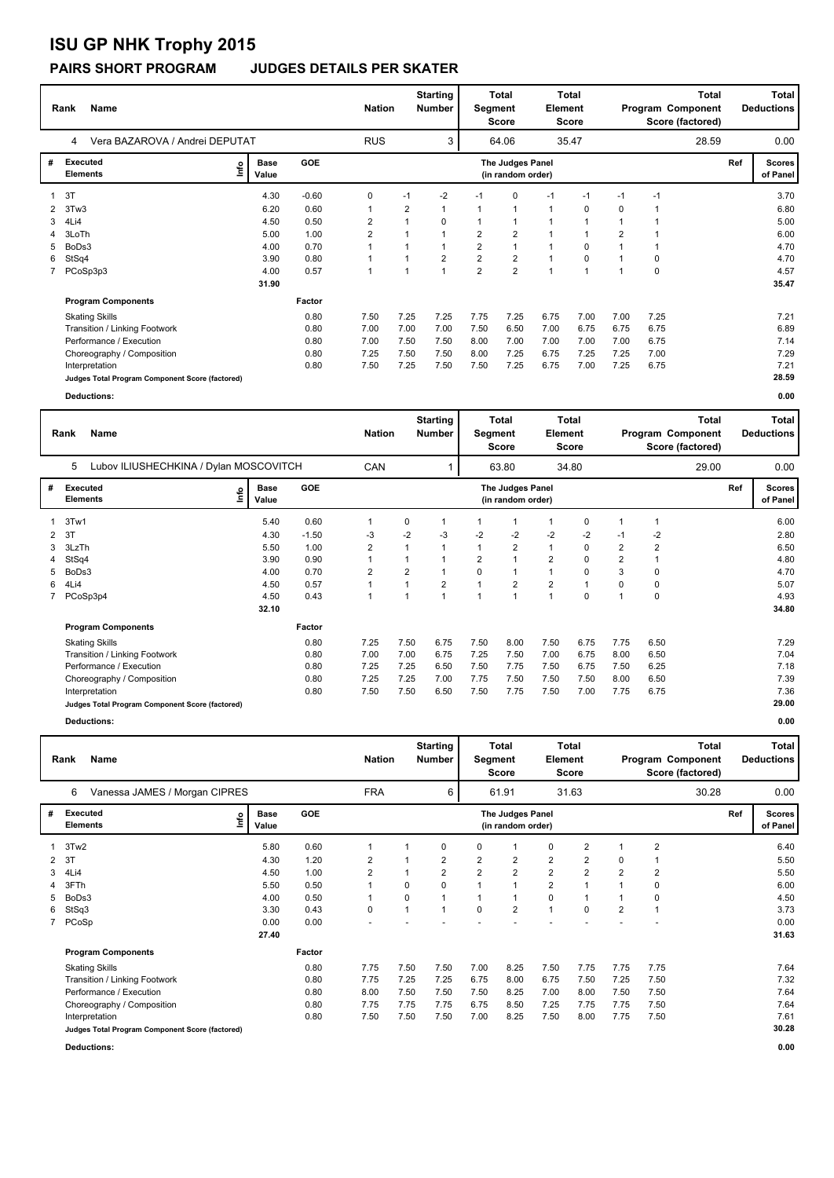# ISU GP NHK Trophy 2015

## PAIRS SHORT PROGRAM JUDGES DETAILS PER SKATER

| Rank | Name | Nation | Starting Number | Total Segment Score | Total Element Score | Total Program Component Score (factored) | Total Deductions |
|---|---|---|---|---|---|---|---|
| 4 | Vera BAZAROVA / Andrei DEPUTAT | RUS | 3 | 64.06 | 35.47 | 28.59 | 0.00 |

| # | Executed Elements | Info | Base Value | GOE | J1 | J2 | J3 | J4 | J5 | J6 | J7 | J8 | J9 | Ref | Scores of Panel |
|---|---|---|---|---|---|---|---|---|---|---|---|---|---|---|---|
| 1 | 3T | | 4.30 | -0.60 | 0 | -1 | -2 | -1 | 0 | -1 | -1 | -1 | -1 | | 3.70 |
| 2 | 3Tw3 | | 6.20 | 0.60 | 1 | 2 | 1 | 1 | 1 | 1 | 0 | 0 | 1 | | 6.80 |
| 3 | 4Li4 | | 4.50 | 0.50 | 2 | 1 | 0 | 1 | 1 | 1 | 1 | 1 | 1 | | 5.00 |
| 4 | 3LoTh | | 5.00 | 1.00 | 2 | 1 | 1 | 2 | 2 | 1 | 1 | 2 | 1 | | 6.00 |
| 5 | BoDs3 | | 4.00 | 0.70 | 1 | 1 | 1 | 2 | 1 | 1 | 0 | 1 | 1 | | 4.70 |
| 6 | StSq4 | | 3.90 | 0.80 | 1 | 1 | 2 | 2 | 2 | 1 | 0 | 1 | 0 | | 4.70 |
| 7 | PCoSp3p3 | | 4.00 | 0.57 | 1 | 1 | 1 | 2 | 2 | 1 | 1 | 1 | 0 | | 4.57 |
| | | | 31.90 | | | | | | | | | | | | 35.47 |

| Program Components | Factor | J1 | J2 | J3 | J4 | J5 | J6 | J7 | J8 | J9 | Scores of Panel |
|---|---|---|---|---|---|---|---|---|---|---|---|
| Skating Skills | 0.80 | 7.50 | 7.25 | 7.25 | 7.75 | 7.25 | 6.75 | 7.00 | 7.00 | 7.25 | 7.21 |
| Transition / Linking Footwork | 0.80 | 7.00 | 7.00 | 7.00 | 7.50 | 6.50 | 7.00 | 6.75 | 6.75 | 6.75 | 6.89 |
| Performance / Execution | 0.80 | 7.00 | 7.50 | 7.50 | 8.00 | 7.00 | 7.00 | 7.00 | 7.00 | 6.75 | 7.14 |
| Choreography / Composition | 0.80 | 7.25 | 7.50 | 7.50 | 8.00 | 7.25 | 6.75 | 7.25 | 7.25 | 7.00 | 7.29 |
| Interpretation | 0.80 | 7.50 | 7.25 | 7.50 | 7.50 | 7.25 | 6.75 | 7.00 | 7.25 | 6.75 | 7.21 |
| Judges Total Program Component Score (factored) | | | | | | | | | | | 28.59 |

**Deductions:** 0.00

| Rank | Name | Nation | Starting Number | Total Segment Score | Total Element Score | Total Program Component Score (factored) | Total Deductions |
|---|---|---|---|---|---|---|---|
| 5 | Lubov ILIUSHECHKINA / Dylan MOSCOVITCH | CAN | 1 | 63.80 | 34.80 | 29.00 | 0.00 |

| # | Executed Elements | Info | Base Value | GOE | J1 | J2 | J3 | J4 | J5 | J6 | J7 | J8 | J9 | Ref | Scores of Panel |
|---|---|---|---|---|---|---|---|---|---|---|---|---|---|---|---|
| 1 | 3Tw1 | | 5.40 | 0.60 | 1 | 0 | 1 | 1 | 1 | 1 | 0 | 1 | 1 | | 6.00 |
| 2 | 3T | | 4.30 | -1.50 | -3 | -2 | -3 | -2 | -2 | -2 | -2 | -1 | -2 | | 2.80 |
| 3 | 3LzTh | | 5.50 | 1.00 | 2 | 1 | 1 | 1 | 2 | 1 | 0 | 2 | 2 | | 6.50 |
| 4 | StSq4 | | 3.90 | 0.90 | 1 | 1 | 1 | 2 | 1 | 2 | 0 | 2 | 1 | | 4.80 |
| 5 | BoDs3 | | 4.00 | 0.70 | 2 | 2 | 1 | 0 | 1 | 1 | 0 | 3 | 0 | | 4.70 |
| 6 | 4Li4 | | 4.50 | 0.57 | 1 | 1 | 2 | 1 | 2 | 2 | 1 | 0 | 0 | | 5.07 |
| 7 | PCoSp3p4 | | 4.50 | 0.43 | 1 | 1 | 1 | 1 | 1 | 1 | 0 | 1 | 0 | | 4.93 |
| | | | 32.10 | | | | | | | | | | | | 34.80 |

| Program Components | Factor | J1 | J2 | J3 | J4 | J5 | J6 | J7 | J8 | J9 | Scores of Panel |
|---|---|---|---|---|---|---|---|---|---|---|---|
| Skating Skills | 0.80 | 7.25 | 7.50 | 6.75 | 7.50 | 8.00 | 7.50 | 6.75 | 7.75 | 6.50 | 7.29 |
| Transition / Linking Footwork | 0.80 | 7.00 | 7.00 | 6.75 | 7.25 | 7.50 | 7.00 | 6.75 | 8.00 | 6.50 | 7.04 |
| Performance / Execution | 0.80 | 7.25 | 7.25 | 6.50 | 7.50 | 7.75 | 7.50 | 6.75 | 7.50 | 6.25 | 7.18 |
| Choreography / Composition | 0.80 | 7.25 | 7.25 | 7.00 | 7.75 | 7.50 | 7.50 | 7.50 | 8.00 | 6.50 | 7.39 |
| Interpretation | 0.80 | 7.50 | 7.50 | 6.50 | 7.50 | 7.75 | 7.50 | 7.00 | 7.75 | 6.75 | 7.36 |
| Judges Total Program Component Score (factored) | | | | | | | | | | | 29.00 |

**Deductions:** 0.00

| Rank | Name | Nation | Starting Number | Total Segment Score | Total Element Score | Total Program Component Score (factored) | Total Deductions |
|---|---|---|---|---|---|---|---|
| 6 | Vanessa JAMES / Morgan CIPRES | FRA | 6 | 61.91 | 31.63 | 30.28 | 0.00 |

| # | Executed Elements | Info | Base Value | GOE | J1 | J2 | J3 | J4 | J5 | J6 | J7 | J8 | J9 | Ref | Scores of Panel |
|---|---|---|---|---|---|---|---|---|---|---|---|---|---|---|---|
| 1 | 3Tw2 | | 5.80 | 0.60 | 1 | 1 | 0 | 0 | 1 | 0 | 2 | 1 | 2 | | 6.40 |
| 2 | 3T | | 4.30 | 1.20 | 2 | 1 | 2 | 2 | 2 | 2 | 2 | 0 | 1 | | 5.50 |
| 3 | 4Li4 | | 4.50 | 1.00 | 2 | 1 | 2 | 2 | 2 | 2 | 2 | 2 | 2 | | 5.50 |
| 4 | 3FTh | | 5.50 | 0.50 | 1 | 0 | 0 | 1 | 1 | 2 | 1 | 1 | 0 | | 6.00 |
| 5 | BoDs3 | | 4.00 | 0.50 | 1 | 0 | 1 | 1 | 1 | 0 | 1 | 1 | 0 | | 4.50 |
| 6 | StSq3 | | 3.30 | 0.43 | 0 | 1 | 1 | 0 | 2 | 1 | 0 | 2 | 1 | | 3.73 |
| 7 | PCoSp | | 0.00 | 0.00 | - | - | - | - | - | - | - | - | - | | 0.00 |
| | | | 27.40 | | | | | | | | | | | | 31.63 |

| Program Components | Factor | J1 | J2 | J3 | J4 | J5 | J6 | J7 | J8 | J9 | Scores of Panel |
|---|---|---|---|---|---|---|---|---|---|---|---|
| Skating Skills | 0.80 | 7.75 | 7.50 | 7.50 | 7.00 | 8.25 | 7.50 | 7.75 | 7.75 | 7.75 | 7.64 |
| Transition / Linking Footwork | 0.80 | 7.75 | 7.25 | 7.25 | 6.75 | 8.00 | 6.75 | 7.50 | 7.25 | 7.50 | 7.32 |
| Performance / Execution | 0.80 | 8.00 | 7.50 | 7.50 | 7.50 | 8.25 | 7.00 | 8.00 | 7.50 | 7.50 | 7.64 |
| Choreography / Composition | 0.80 | 7.75 | 7.75 | 7.75 | 6.75 | 8.50 | 7.25 | 7.75 | 7.75 | 7.50 | 7.64 |
| Interpretation | 0.80 | 7.50 | 7.50 | 7.50 | 7.00 | 8.25 | 7.50 | 8.00 | 7.75 | 7.50 | 7.61 |
| Judges Total Program Component Score (factored) | | | | | | | | | | | 30.28 |

**Deductions:** 0.00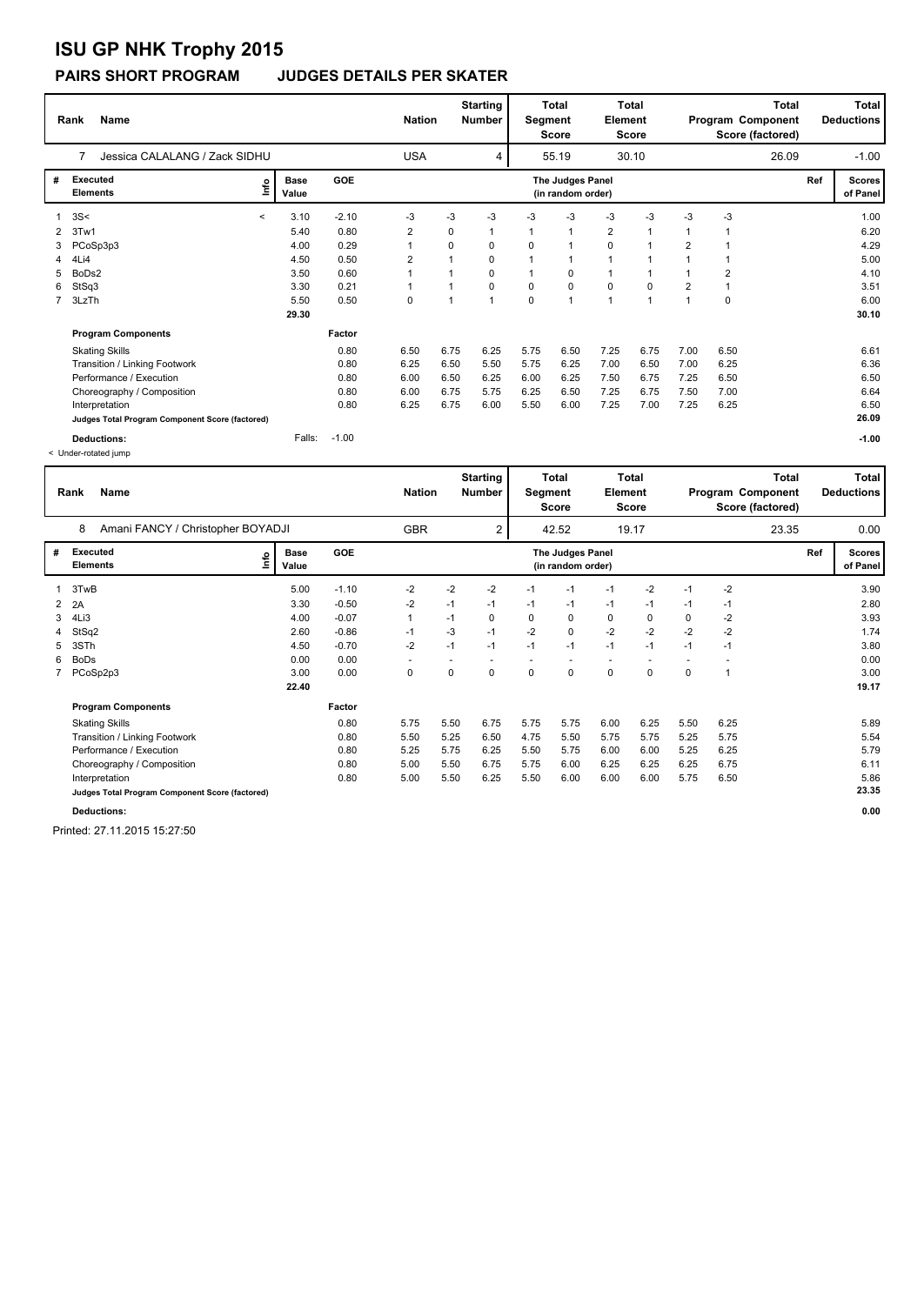# ISU GP NHK Trophy 2015

## PAIRS SHORT PROGRAM JUDGES DETAILS PER SKATER

| Rank | Name | Nation | Starting Number | Total Segment Score | Total Element Score | Total Program Component Score (factored) | Total Deductions |
|---|---|---|---|---|---|---|---|
| 7 | Jessica CALALANG / Zack SIDHU | USA | 4 | 55.19 | 30.10 | 26.09 | -1.00 |

| # | Executed Elements | Info | Base Value | GOE | J1 | J2 | J3 | J4 | J5 | J6 | J7 | J8 | J9 | Ref | Scores of Panel |
|---|---|---|---|---|---|---|---|---|---|---|---|---|---|---|---|
| 1 | 3S< | < | 3.10 | -2.10 | -3 | -3 | -3 | -3 | -3 | -3 | -3 | -3 | -3 | | 1.00 |
| 2 | 3Tw1 | | 5.40 | 0.80 | 2 | 0 | 1 | 1 | 1 | 2 | 1 | 1 | 1 | | 6.20 |
| 3 | PCoSp3p3 | | 4.00 | 0.29 | 1 | 0 | 0 | 0 | 1 | 0 | 1 | 2 | 1 | | 4.29 |
| 4 | 4Li4 | | 4.50 | 0.50 | 2 | 1 | 0 | 1 | 1 | 1 | 1 | 1 | 1 | | 5.00 |
| 5 | BoDs2 | | 3.50 | 0.60 | 1 | 1 | 0 | 1 | 0 | 1 | 1 | 1 | 2 | | 4.10 |
| 6 | StSq3 | | 3.30 | 0.21 | 1 | 1 | 0 | 0 | 0 | 0 | 0 | 2 | 1 | | 3.51 |
| 7 | 3LzTh | | 5.50 | 0.50 | 0 | 1 | 1 | 0 | 1 | 1 | 1 | 1 | 0 | | 6.00 |
| | | | 29.30 | | | | | | | | | | | | 30.10 |

| Program Components | Factor | J1 | J2 | J3 | J4 | J5 | J6 | J7 | J8 | J9 | Scores |
|---|---|---|---|---|---|---|---|---|---|---|---|
| Skating Skills | 0.80 | 6.50 | 6.75 | 6.25 | 5.75 | 6.50 | 7.25 | 6.75 | 7.00 | 6.50 | 6.61 |
| Transition / Linking Footwork | 0.80 | 6.25 | 6.50 | 5.50 | 5.75 | 6.25 | 7.00 | 6.50 | 7.00 | 6.25 | 6.36 |
| Performance / Execution | 0.80 | 6.00 | 6.50 | 6.25 | 6.00 | 6.25 | 7.50 | 6.75 | 7.25 | 6.50 | 6.50 |
| Choreography / Composition | 0.80 | 6.00 | 6.75 | 5.75 | 6.25 | 6.50 | 7.25 | 6.75 | 7.50 | 7.00 | 6.64 |
| Interpretation | 0.80 | 6.25 | 6.75 | 6.00 | 5.50 | 6.00 | 7.25 | 7.00 | 7.25 | 6.25 | 6.50 |
| Judges Total Program Component Score (factored) | | | | | | | | | | | 26.09 |

**Deductions:** Falls: -1.00 **-1.00**

< Under-rotated jump

| Rank | Name | Nation | Starting Number | Total Segment Score | Total Element Score | Total Program Component Score (factored) | Total Deductions |
|---|---|---|---|---|---|---|---|
| 8 | Amani FANCY / Christopher BOYADJI | GBR | 2 | 42.52 | 19.17 | 23.35 | 0.00 |

| # | Executed Elements | Info | Base Value | GOE | J1 | J2 | J3 | J4 | J5 | J6 | J7 | J8 | J9 | Ref | Scores of Panel |
|---|---|---|---|---|---|---|---|---|---|---|---|---|---|---|---|
| 1 | 3TwB | | 5.00 | -1.10 | -2 | -2 | -2 | -1 | -1 | -1 | -2 | -1 | -2 | | 3.90 |
| 2 | 2A | | 3.30 | -0.50 | -2 | -1 | -1 | -1 | -1 | -1 | -1 | -1 | -1 | | 2.80 |
| 3 | 4Li3 | | 4.00 | -0.07 | 1 | -1 | 0 | 0 | 0 | 0 | 0 | 0 | -2 | | 3.93 |
| 4 | StSq2 | | 2.60 | -0.86 | -1 | -3 | -1 | -2 | 0 | -2 | -2 | -2 | -2 | | 1.74 |
| 5 | 3STh | | 4.50 | -0.70 | -2 | -1 | -1 | -1 | -1 | -1 | -1 | -1 | -1 | | 3.80 |
| 6 | BoDs | | 0.00 | 0.00 | - | - | - | - | - | - | - | - | - | | 0.00 |
| 7 | PCoSp2p3 | | 3.00 | 0.00 | 0 | 0 | 0 | 0 | 0 | 0 | 0 | 0 | 1 | | 3.00 |
| | | | 22.40 | | | | | | | | | | | | 19.17 |

| Program Components | Factor | J1 | J2 | J3 | J4 | J5 | J6 | J7 | J8 | J9 | Scores |
|---|---|---|---|---|---|---|---|---|---|---|---|
| Skating Skills | 0.80 | 5.75 | 5.50 | 6.75 | 5.75 | 5.75 | 6.00 | 6.25 | 5.50 | 6.25 | 5.89 |
| Transition / Linking Footwork | 0.80 | 5.50 | 5.25 | 6.50 | 4.75 | 5.50 | 5.75 | 5.75 | 5.25 | 5.75 | 5.54 |
| Performance / Execution | 0.80 | 5.25 | 5.75 | 6.25 | 5.50 | 5.75 | 6.00 | 6.00 | 5.25 | 6.25 | 5.79 |
| Choreography / Composition | 0.80 | 5.00 | 5.50 | 6.75 | 5.75 | 6.00 | 6.25 | 6.25 | 6.25 | 6.75 | 6.11 |
| Interpretation | 0.80 | 5.00 | 5.50 | 6.25 | 5.50 | 6.00 | 6.00 | 6.00 | 5.75 | 6.50 | 5.86 |
| Judges Total Program Component Score (factored) | | | | | | | | | | | 23.35 |

**Deductions:** **0.00**

Printed: 27.11.2015 15:27:50